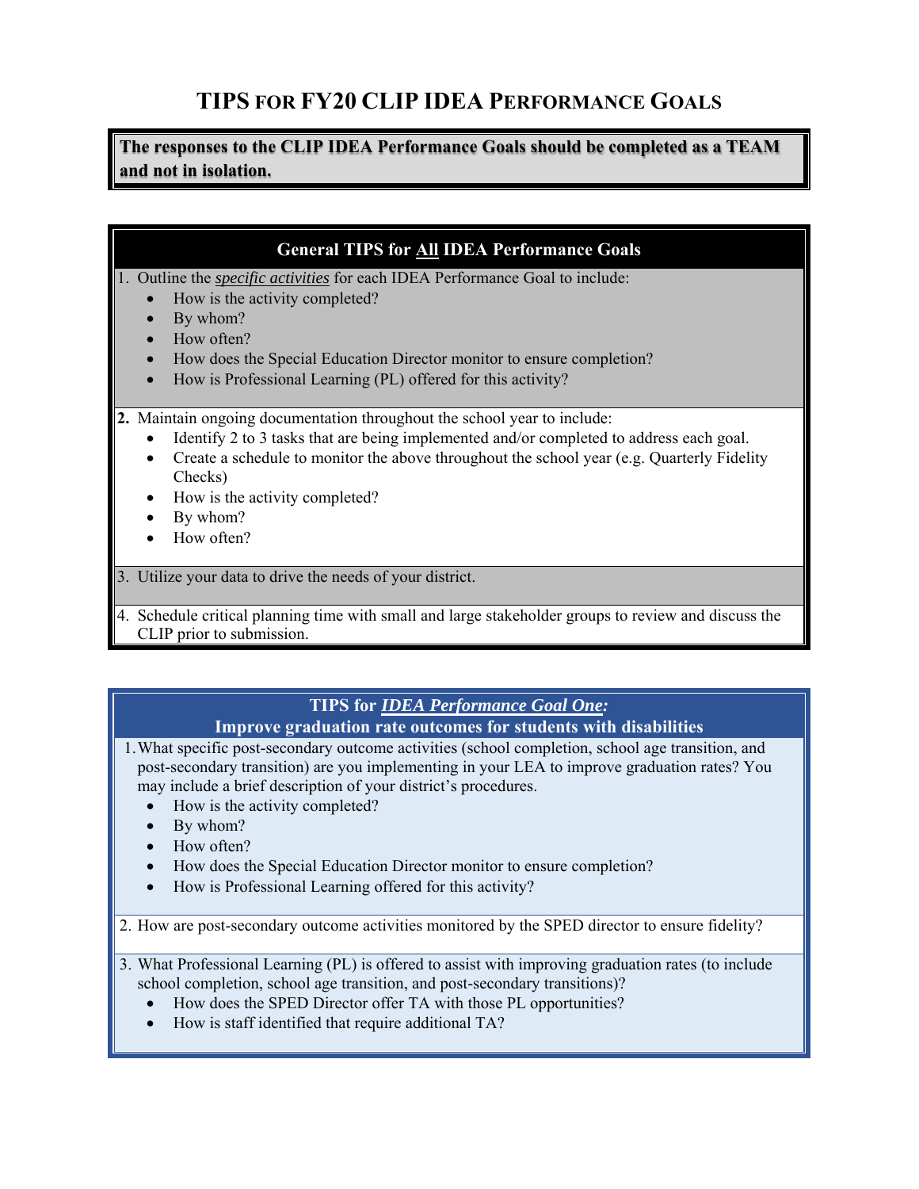# TIPS FOR FY20 CLIP IDEA PERFORMANCE GOALS

**The responses to the CLIP IDEA Performance Goals should be completed as a TEAM and not in isolation.**

## General TIPS for All IDEA Performance Goals

1. Outline the ***specific activities*** for each IDEA Performance Goal to include:
   - How is the activity completed?
   - By whom?
   - How often?
   - How does the Special Education Director monitor to ensure completion?
   - How is Professional Learning (PL) offered for this activity?

2. Maintain ongoing documentation throughout the school year to include:
   - Identify 2 to 3 tasks that are being implemented and/or completed to address each goal.
   - Create a schedule to monitor the above throughout the school year (e.g. Quarterly Fidelity Checks)
   - How is the activity completed?
   - By whom?
   - How often?

3. Utilize your data to drive the needs of your district.

4. Schedule critical planning time with small and large stakeholder groups to review and discuss the CLIP prior to submission.

## TIPS for *IDEA Performance Goal One:* Improve graduation rate outcomes for students with disabilities

1. What specific post-secondary outcome activities (school completion, school age transition, and post-secondary transition) are you implementing in your LEA to improve graduation rates? You may include a brief description of your district's procedures.
   - How is the activity completed?
   - By whom?
   - How often?
   - How does the Special Education Director monitor to ensure completion?
   - How is Professional Learning offered for this activity?

2. How are post-secondary outcome activities monitored by the SPED director to ensure fidelity?

3. What Professional Learning (PL) is offered to assist with improving graduation rates (to include school completion, school age transition, and post-secondary transitions)?
   - How does the SPED Director offer TA with those PL opportunities?
   - How is staff identified that require additional TA?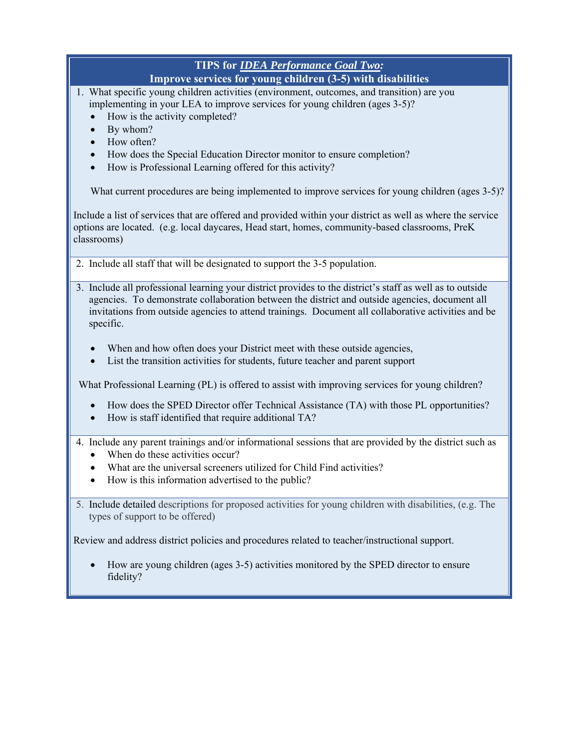## TIPS for ***IDEA Performance Goal Two:***
## Improve services for young children (3-5) with disabilities

1. What specific young children activities (environment, outcomes, and transition) are you implementing in your LEA to improve services for young children (ages 3-5)?
   - How is the activity completed?
   - By whom?
   - How often?
   - How does the Special Education Director monitor to ensure completion?
   - How is Professional Learning offered for this activity?

   What current procedures are being implemented to improve services for young children (ages 3-5)?

Include a list of services that are offered and provided within your district as well as where the service options are located. (e.g. local daycares, Head start, homes, community-based classrooms, PreK classrooms)

2. Include all staff that will be designated to support the 3-5 population.

3. Include all professional learning your district provides to the district's staff as well as to outside agencies. To demonstrate collaboration between the district and outside agencies, document all invitations from outside agencies to attend trainings. Document all collaborative activities and be specific.

   - When and how often does your District meet with these outside agencies,
   - List the transition activities for students, future teacher and parent support

   What Professional Learning (PL) is offered to assist with improving services for young children?

   - How does the SPED Director offer Technical Assistance (TA) with those PL opportunities?
   - How is staff identified that require additional TA?

4. Include any parent trainings and/or informational sessions that are provided by the district such as
   - When do these activities occur?
   - What are the universal screeners utilized for Child Find activities?
   - How is this information advertised to the public?

5. Include detailed descriptions for proposed activities for young children with disabilities, (e.g. The types of support to be offered)

Review and address district policies and procedures related to teacher/instructional support.

- How are young children (ages 3-5) activities monitored by the SPED director to ensure fidelity?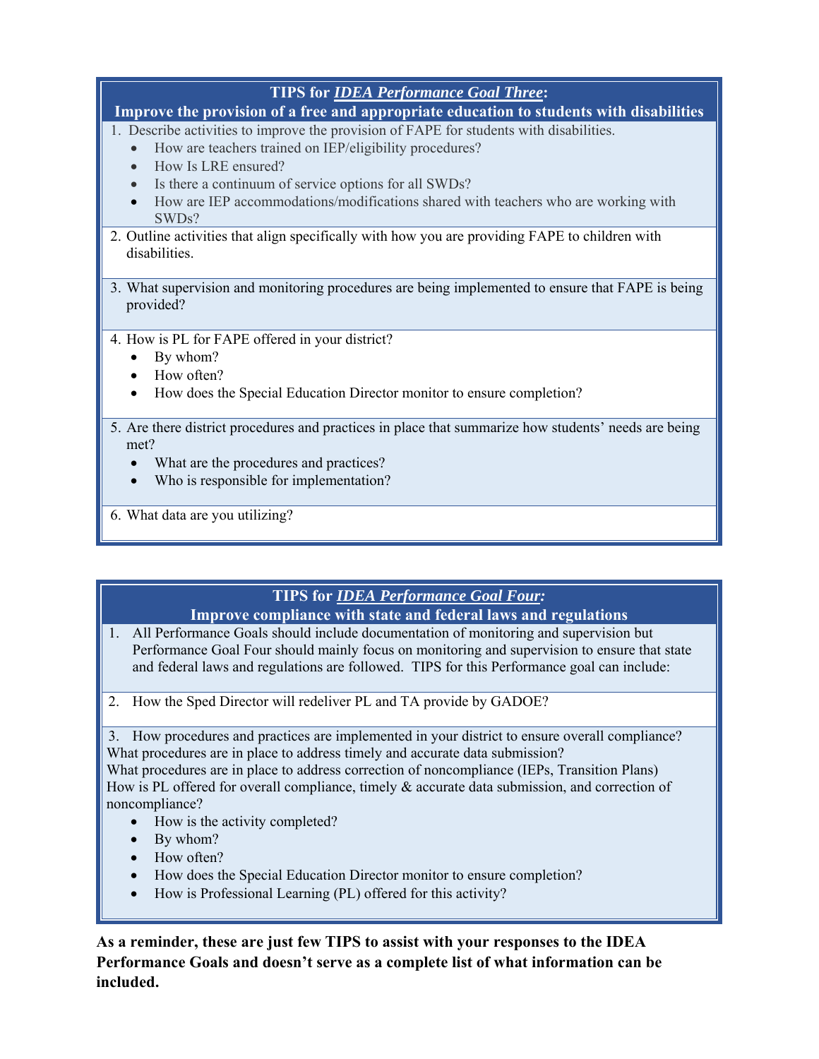## TIPS for *IDEA Performance Goal Three*: Improve the provision of a free and appropriate education to students with disabilities

1. Describe activities to improve the provision of FAPE for students with disabilities.
   - How are teachers trained on IEP/eligibility procedures?
   - How Is LRE ensured?
   - Is there a continuum of service options for all SWDs?
   - How are IEP accommodations/modifications shared with teachers who are working with SWDs?
2. Outline activities that align specifically with how you are providing FAPE to children with disabilities.
3. What supervision and monitoring procedures are being implemented to ensure that FAPE is being provided?
4. How is PL for FAPE offered in your district?
   - By whom?
   - How often?
   - How does the Special Education Director monitor to ensure completion?
5. Are there district procedures and practices in place that summarize how students' needs are being met?
   - What are the procedures and practices?
   - Who is responsible for implementation?
6. What data are you utilizing?

## TIPS for *IDEA Performance Goal Four:* Improve compliance with state and federal laws and regulations

1. All Performance Goals should include documentation of monitoring and supervision but Performance Goal Four should mainly focus on monitoring and supervision to ensure that state and federal laws and regulations are followed. TIPS for this Performance goal can include:
2. How the Sped Director will redeliver PL and TA provide by GADOE?
3. How procedures and practices are implemented in your district to ensure overall compliance?

What procedures are in place to address timely and accurate data submission?
What procedures are in place to address correction of noncompliance (IEPs, Transition Plans)
How is PL offered for overall compliance, timely & accurate data submission, and correction of noncompliance?

- How is the activity completed?
- By whom?
- How often?
- How does the Special Education Director monitor to ensure completion?
- How is Professional Learning (PL) offered for this activity?

**As a reminder, these are just few TIPS to assist with your responses to the IDEA Performance Goals and doesn't serve as a complete list of what information can be included.**